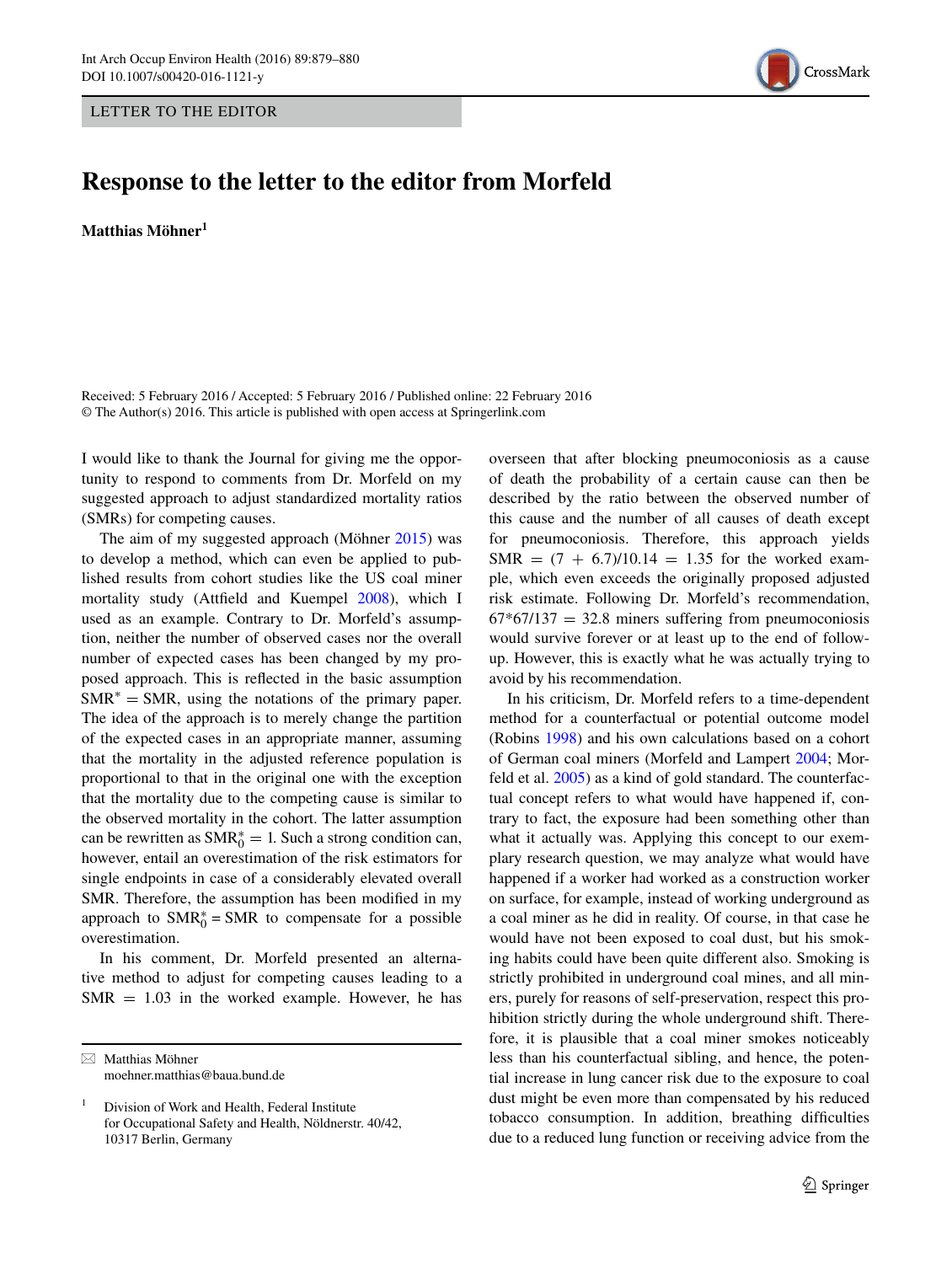LETTER TO THE EDITOR

# Response to the letter to the editor from Morfeld

**Matthias Möhner**[1]

Received: 5 February 2016 / Accepted: 5 February 2016 / Published online: 22 February 2016
© The Author(s) 2016. This article is published with open access at Springerlink.com

I would like to thank the Journal for giving me the opportunity to respond to comments from Dr. Morfeld on my suggested approach to adjust standardized mortality ratios (SMRs) for competing causes.

The aim of my suggested approach (Möhner 2015) was to develop a method, which can even be applied to published results from cohort studies like the US coal miner mortality study (Attfield and Kuempel 2008), which I used as an example. Contrary to Dr. Morfeld's assumption, neither the number of observed cases nor the overall number of expected cases has been changed by my proposed approach. This is reflected in the basic assumption $\text{SMR}^* = \text{SMR}$, using the notations of the primary paper. The idea of the approach is to merely change the partition of the expected cases in an appropriate manner, assuming that the mortality in the adjusted reference population is proportional to that in the original one with the exception that the mortality due to the competing cause is similar to the observed mortality in the cohort. The latter assumption can be rewritten as $\text{SMR}_0^* = 1$. Such a strong condition can, however, entail an overestimation of the risk estimators for single endpoints in case of a considerably elevated overall SMR. Therefore, the assumption has been modified in my approach to $\text{SMR}_0^* = \text{SMR}$ to compensate for a possible overestimation.

In his comment, Dr. Morfeld presented an alternative method to adjust for competing causes leading to a SMR = 1.03 in the worked example. However, he has overseen that after blocking pneumoconiosis as a cause of death the probability of a certain cause can then be described by the ratio between the observed number of this cause and the number of all causes of death except for pneumoconiosis. Therefore, this approach yields SMR = (7 + 6.7)/10.14 = 1.35 for the worked example, which even exceeds the originally proposed adjusted risk estimate. Following Dr. Morfeld's recommendation, 67*67/137 = 32.8 miners suffering from pneumoconiosis would survive forever or at least up to the end of follow-up. However, this is exactly what he was actually trying to avoid by his recommendation.

In his criticism, Dr. Morfeld refers to a time-dependent method for a counterfactual or potential outcome model (Robins 1998) and his own calculations based on a cohort of German coal miners (Morfeld and Lampert 2004; Morfeld et al. 2005) as a kind of gold standard. The counterfactual concept refers to what would have happened if, contrary to fact, the exposure had been something other than what it actually was. Applying this concept to our exemplary research question, we may analyze what would have happened if a worker had worked as a construction worker on surface, for example, instead of working underground as a coal miner as he did in reality. Of course, in that case he would have not been exposed to coal dust, but his smoking habits could have been quite different also. Smoking is strictly prohibited in underground coal mines, and all miners, purely for reasons of self-preservation, respect this prohibition strictly during the whole underground shift. Therefore, it is plausible that a coal miner smokes noticeably less than his counterfactual sibling, and hence, the potential increase in lung cancer risk due to the exposure to coal dust might be even more than compensated by his reduced tobacco consumption. In addition, breathing difficulties due to a reduced lung function or receiving advice from the

---

✉ Matthias Möhner
moehner.matthias@baua.bund.de

[1] Division of Work and Health, Federal Institute for Occupational Safety and Health, Nöldnerstr. 40/42, 10317 Berlin, Germany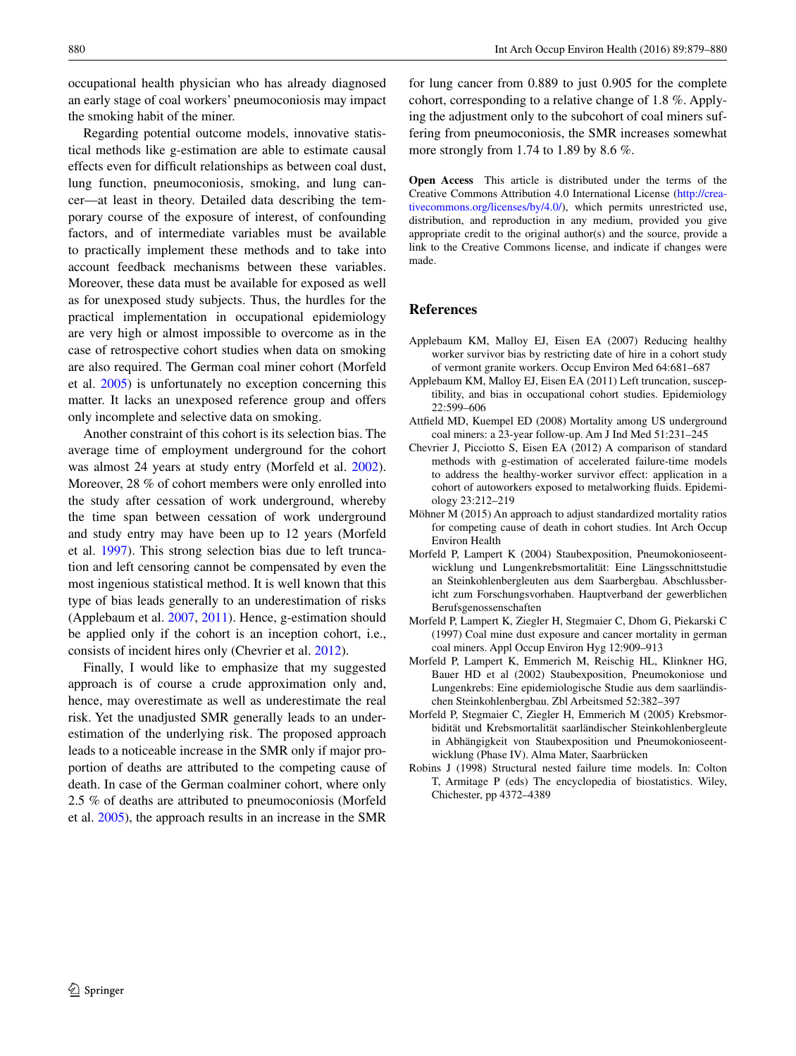occupational health physician who has already diagnosed an early stage of coal workers' pneumoconiosis may impact the smoking habit of the miner.

Regarding potential outcome models, innovative statistical methods like g-estimation are able to estimate causal effects even for difficult relationships as between coal dust, lung function, pneumoconiosis, smoking, and lung cancer—at least in theory. Detailed data describing the temporary course of the exposure of interest, of confounding factors, and of intermediate variables must be available to practically implement these methods and to take into account feedback mechanisms between these variables. Moreover, these data must be available for exposed as well as for unexposed study subjects. Thus, the hurdles for the practical implementation in occupational epidemiology are very high or almost impossible to overcome as in the case of retrospective cohort studies when data on smoking are also required. The German coal miner cohort (Morfeld et al. 2005) is unfortunately no exception concerning this matter. It lacks an unexposed reference group and offers only incomplete and selective data on smoking.

Another constraint of this cohort is its selection bias. The average time of employment underground for the cohort was almost 24 years at study entry (Morfeld et al. 2002). Moreover, 28 % of cohort members were only enrolled into the study after cessation of work underground, whereby the time span between cessation of work underground and study entry may have been up to 12 years (Morfeld et al. 1997). This strong selection bias due to left truncation and left censoring cannot be compensated by even the most ingenious statistical method. It is well known that this type of bias leads generally to an underestimation of risks (Applebaum et al. 2007, 2011). Hence, g-estimation should be applied only if the cohort is an inception cohort, i.e., consists of incident hires only (Chevrier et al. 2012).

Finally, I would like to emphasize that my suggested approach is of course a crude approximation only and, hence, may overestimate as well as underestimate the real risk. Yet the unadjusted SMR generally leads to an underestimation of the underlying risk. The proposed approach leads to a noticeable increase in the SMR only if major proportion of deaths are attributed to the competing cause of death. In case of the German coalminer cohort, where only 2.5 % of deaths are attributed to pneumoconiosis (Morfeld et al. 2005), the approach results in an increase in the SMR for lung cancer from 0.889 to just 0.905 for the complete cohort, corresponding to a relative change of 1.8 %. Applying the adjustment only to the subcohort of coal miners suffering from pneumoconiosis, the SMR increases somewhat more strongly from 1.74 to 1.89 by 8.6 %.

**Open Access** This article is distributed under the terms of the Creative Commons Attribution 4.0 International License (http://creativecommons.org/licenses/by/4.0/), which permits unrestricted use, distribution, and reproduction in any medium, provided you give appropriate credit to the original author(s) and the source, provide a link to the Creative Commons license, and indicate if changes were made.

## References

Applebaum KM, Malloy EJ, Eisen EA (2007) Reducing healthy worker survivor bias by restricting date of hire in a cohort study of vermont granite workers. Occup Environ Med 64:681–687

Applebaum KM, Malloy EJ, Eisen EA (2011) Left truncation, susceptibility, and bias in occupational cohort studies. Epidemiology 22:599–606

Attfield MD, Kuempel ED (2008) Mortality among US underground coal miners: a 23-year follow-up. Am J Ind Med 51:231–245

Chevrier J, Picciotto S, Eisen EA (2012) A comparison of standard methods with g-estimation of accelerated failure-time models to address the healthy-worker survivor effect: application in a cohort of autoworkers exposed to metalworking fluids. Epidemiology 23:212–219

Möhner M (2015) An approach to adjust standardized mortality ratios for competing cause of death in cohort studies. Int Arch Occup Environ Health

Morfeld P, Lampert K (2004) Staubexposition, Pneumokonioseentwicklung und Lungenkrebsmortalität: Eine Längsschnittstudie an Steinkohlenbergleuten aus dem Saarbergbau. Abschlussbericht zum Forschungsvorhaben. Hauptverband der gewerblichen Berufsgenossenschaften

Morfeld P, Lampert K, Ziegler H, Stegmaier C, Dhom G, Piekarski C (1997) Coal mine dust exposure and cancer mortality in german coal miners. Appl Occup Environ Hyg 12:909–913

Morfeld P, Lampert K, Emmerich M, Reischig HL, Klinkner HG, Bauer HD et al (2002) Staubexposition, Pneumokoniose und Lungenkrebs: Eine epidemiologische Studie aus dem saarländischen Steinkohlenbergbau. Zbl Arbeitsmed 52:382–397

Morfeld P, Stegmaier C, Ziegler H, Emmerich M (2005) Krebsmorbidität und Krebsmortalität saarländischer Steinkohlenbergleute in Abhängigkeit von Staubexposition und Pneumokonioseentwicklung (Phase IV). Alma Mater, Saarbrücken

Robins J (1998) Structural nested failure time models. In: Colton T, Armitage P (eds) The encyclopedia of biostatistics. Wiley, Chichester, pp 4372–4389